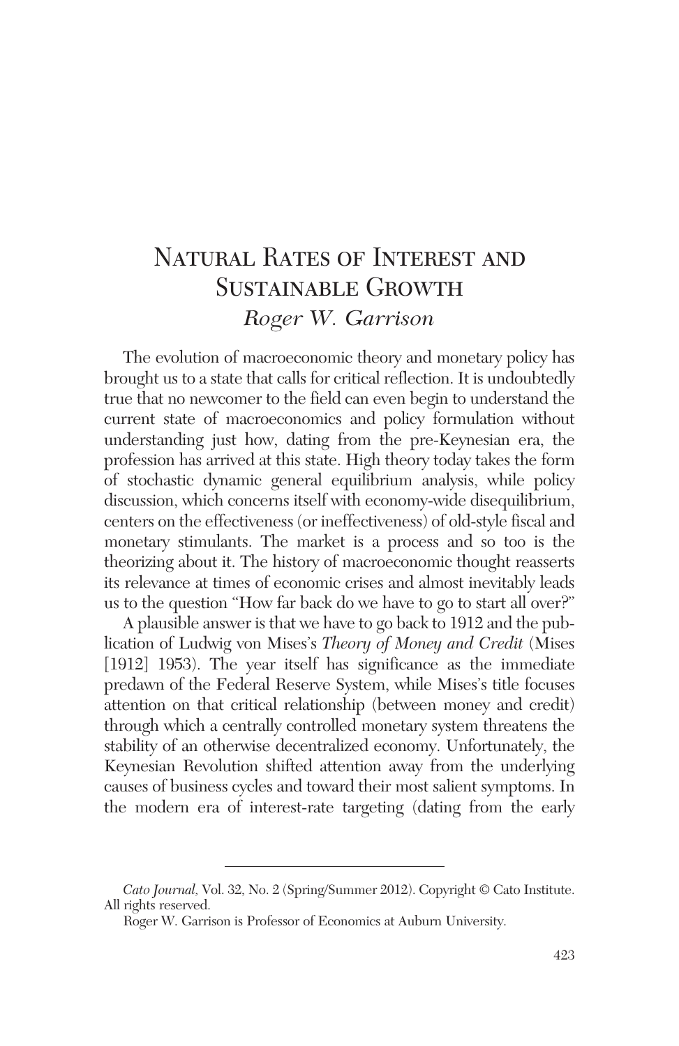# Natural Rates of Interest and Sustainable Growth

*Roger W. Garrison*

The evolution of macroeconomic theory and monetary policy has brought us to a state that calls for critical reflection. It is undoubtedly true that no newcomer to the field can even begin to understand the current state of macroeconomics and policy formulation without understanding just how, dating from the pre-Keynesian era, the profession has arrived at this state. High theory today takes the form of stochastic dynamic general equilibrium analysis, while policy discussion, which concerns itself with economy-wide disequilibrium, centers on the effectiveness (or ineffectiveness) of old-style fiscal and monetary stimulants. The market is a process and so too is the theorizing about it. The history of macroeconomic thought reasserts its relevance at times of economic crises and almost inevitably leads us to the question "How far back do we have to go to start all over?"

A plausible answer is that we have to go back to 1912 and the publication of Ludwig von Mises's *Theory of Money and Credit* (Mises [1912] 1953). The year itself has significance as the immediate predawn of the Federal Reserve System, while Mises's title focuses attention on that critical relationship (between money and credit) through which a centrally controlled monetary system threatens the stability of an otherwise decentralized economy. Unfortunately, the Keynesian Revolution shifted attention away from the underlying causes of business cycles and toward their most salient symptoms. In the modern era of interest-rate targeting (dating from the early

---

*Cato Journal*, Vol. 32, No. 2 (Spring/Summer 2012). Copyright © Cato Institute. All rights reserved.

Roger W. Garrison is Professor of Economics at Auburn University.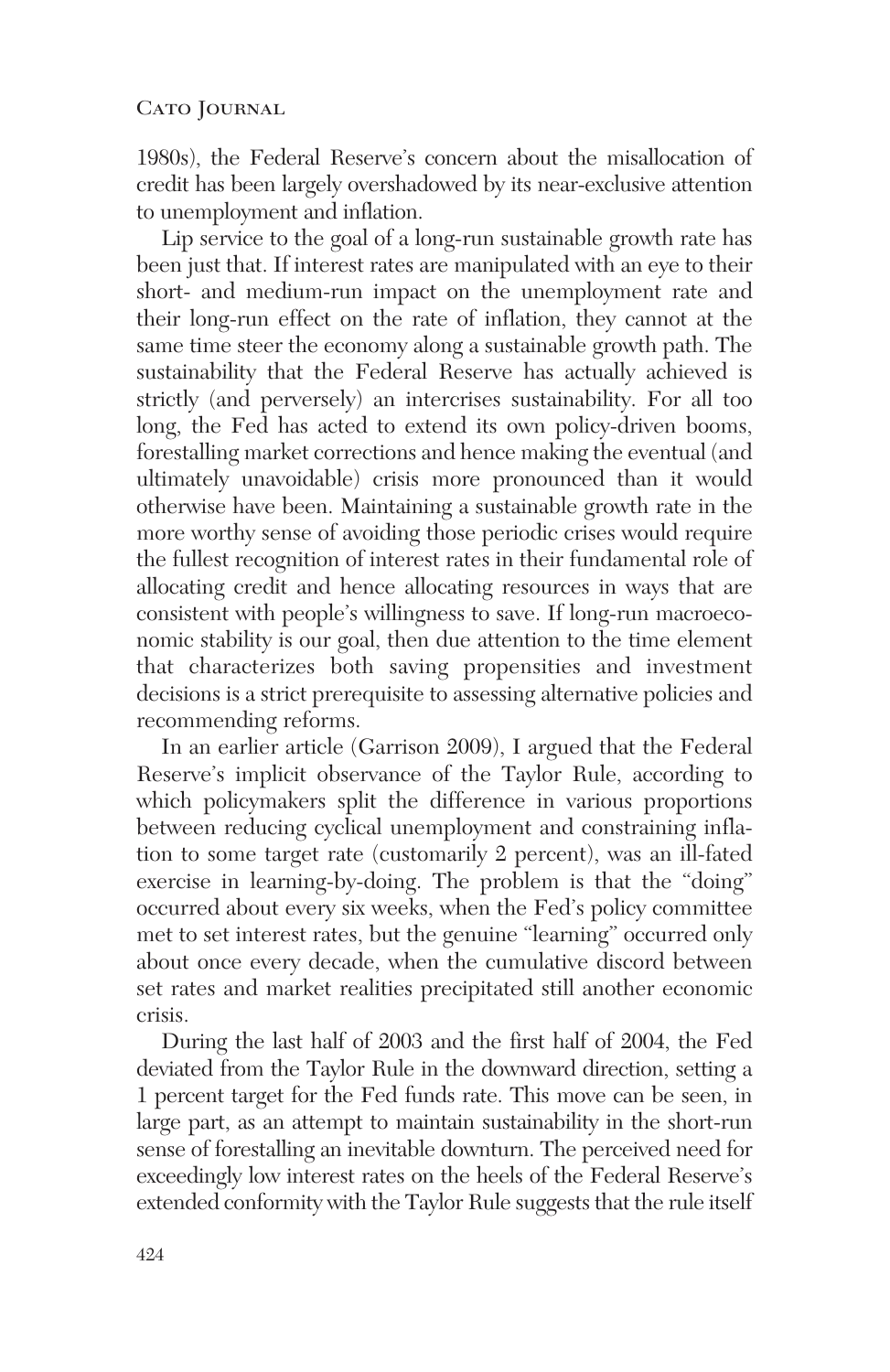1980s), the Federal Reserve's concern about the misallocation of credit has been largely overshadowed by its near-exclusive attention to unemployment and inflation.

Lip service to the goal of a long-run sustainable growth rate has been just that. If interest rates are manipulated with an eye to their short- and medium-run impact on the unemployment rate and their long-run effect on the rate of inflation, they cannot at the same time steer the economy along a sustainable growth path. The sustainability that the Federal Reserve has actually achieved is strictly (and perversely) an intercrises sustainability. For all too long, the Fed has acted to extend its own policy-driven booms, forestalling market corrections and hence making the eventual (and ultimately unavoidable) crisis more pronounced than it would otherwise have been. Maintaining a sustainable growth rate in the more worthy sense of avoiding those periodic crises would require the fullest recognition of interest rates in their fundamental role of allocating credit and hence allocating resources in ways that are consistent with people's willingness to save. If long-run macroeconomic stability is our goal, then due attention to the time element that characterizes both saving propensities and investment decisions is a strict prerequisite to assessing alternative policies and recommending reforms.

In an earlier article (Garrison 2009), I argued that the Federal Reserve's implicit observance of the Taylor Rule, according to which policymakers split the difference in various proportions between reducing cyclical unemployment and constraining inflation to some target rate (customarily 2 percent), was an ill-fated exercise in learning-by-doing. The problem is that the "doing" occurred about every six weeks, when the Fed's policy committee met to set interest rates, but the genuine "learning" occurred only about once every decade, when the cumulative discord between set rates and market realities precipitated still another economic crisis.

During the last half of 2003 and the first half of 2004, the Fed deviated from the Taylor Rule in the downward direction, setting a 1 percent target for the Fed funds rate. This move can be seen, in large part, as an attempt to maintain sustainability in the short-run sense of forestalling an inevitable downturn. The perceived need for exceedingly low interest rates on the heels of the Federal Reserve's extended conformity with the Taylor Rule suggests that the rule itself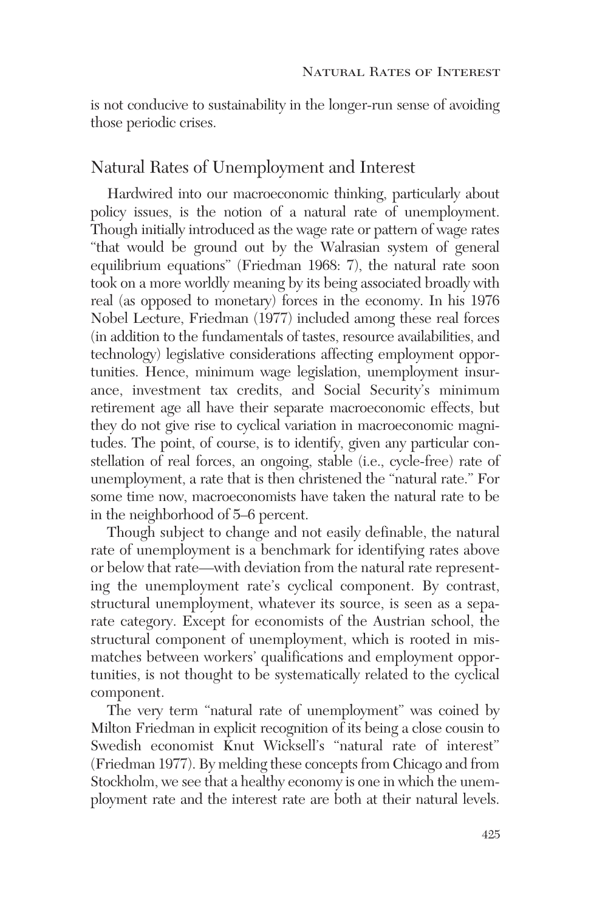is not conducive to sustainability in the longer-run sense of avoiding those periodic crises.

## Natural Rates of Unemployment and Interest

Hardwired into our macroeconomic thinking, particularly about policy issues, is the notion of a natural rate of unemployment. Though initially introduced as the wage rate or pattern of wage rates "that would be ground out by the Walrasian system of general equilibrium equations" (Friedman 1968: 7), the natural rate soon took on a more worldly meaning by its being associated broadly with real (as opposed to monetary) forces in the economy. In his 1976 Nobel Lecture, Friedman (1977) included among these real forces (in addition to the fundamentals of tastes, resource availabilities, and technology) legislative considerations affecting employment opportunities. Hence, minimum wage legislation, unemployment insurance, investment tax credits, and Social Security's minimum retirement age all have their separate macroeconomic effects, but they do not give rise to cyclical variation in macroeconomic magnitudes. The point, of course, is to identify, given any particular constellation of real forces, an ongoing, stable (i.e., cycle-free) rate of unemployment, a rate that is then christened the "natural rate." For some time now, macroeconomists have taken the natural rate to be in the neighborhood of 5–6 percent.

Though subject to change and not easily definable, the natural rate of unemployment is a benchmark for identifying rates above or below that rate—with deviation from the natural rate representing the unemployment rate's cyclical component. By contrast, structural unemployment, whatever its source, is seen as a separate category. Except for economists of the Austrian school, the structural component of unemployment, which is rooted in mismatches between workers' qualifications and employment opportunities, is not thought to be systematically related to the cyclical component.

The very term "natural rate of unemployment" was coined by Milton Friedman in explicit recognition of its being a close cousin to Swedish economist Knut Wicksell's "natural rate of interest" (Friedman 1977). By melding these concepts from Chicago and from Stockholm, we see that a healthy economy is one in which the unemployment rate and the interest rate are both at their natural levels.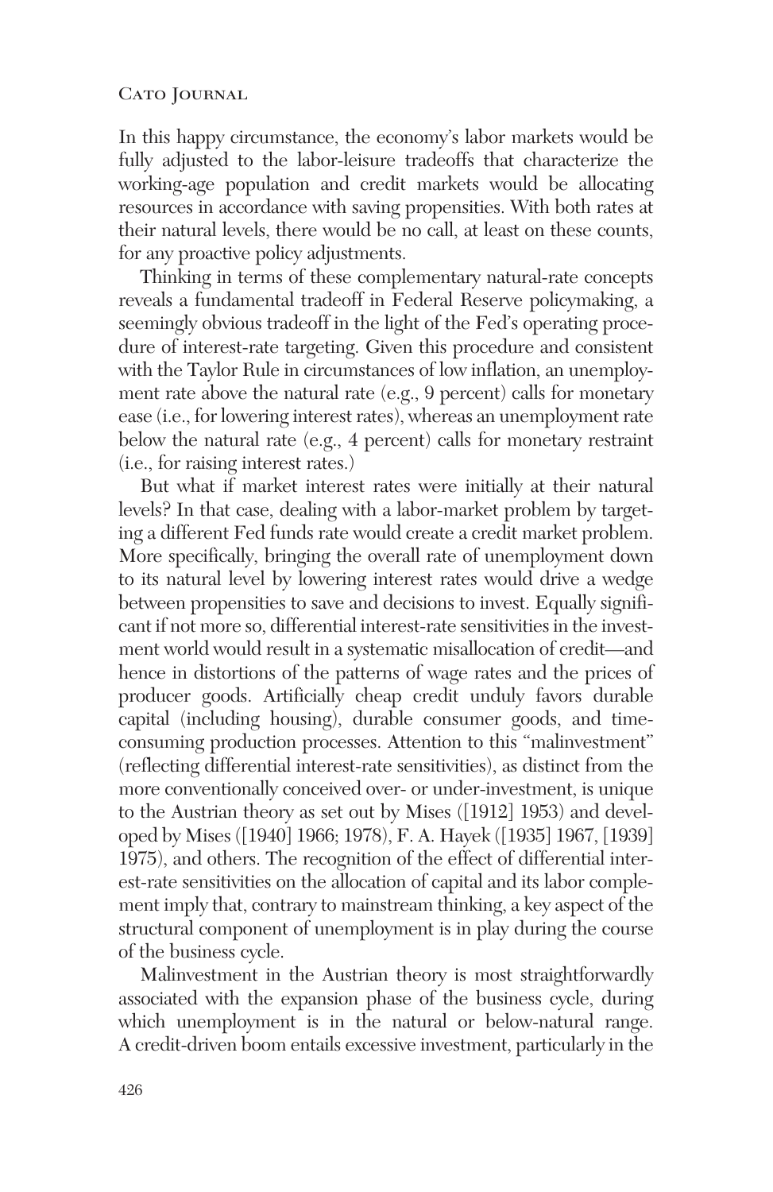In this happy circumstance, the economy's labor markets would be fully adjusted to the labor-leisure tradeoffs that characterize the working-age population and credit markets would be allocating resources in accordance with saving propensities. With both rates at their natural levels, there would be no call, at least on these counts, for any proactive policy adjustments.

Thinking in terms of these complementary natural-rate concepts reveals a fundamental tradeoff in Federal Reserve policymaking, a seemingly obvious tradeoff in the light of the Fed's operating procedure of interest-rate targeting. Given this procedure and consistent with the Taylor Rule in circumstances of low inflation, an unemployment rate above the natural rate (e.g., 9 percent) calls for monetary ease (i.e., for lowering interest rates), whereas an unemployment rate below the natural rate (e.g., 4 percent) calls for monetary restraint (i.e., for raising interest rates.)

But what if market interest rates were initially at their natural levels? In that case, dealing with a labor-market problem by targeting a different Fed funds rate would create a credit market problem. More specifically, bringing the overall rate of unemployment down to its natural level by lowering interest rates would drive a wedge between propensities to save and decisions to invest. Equally significant if not more so, differential interest-rate sensitivities in the investment world would result in a systematic misallocation of credit—and hence in distortions of the patterns of wage rates and the prices of producer goods. Artificially cheap credit unduly favors durable capital (including housing), durable consumer goods, and time-consuming production processes. Attention to this "malinvestment" (reflecting differential interest-rate sensitivities), as distinct from the more conventionally conceived over- or under-investment, is unique to the Austrian theory as set out by Mises ([1912] 1953) and developed by Mises ([1940] 1966; 1978), F. A. Hayek ([1935] 1967, [1939] 1975), and others. The recognition of the effect of differential interest-rate sensitivities on the allocation of capital and its labor complement imply that, contrary to mainstream thinking, a key aspect of the structural component of unemployment is in play during the course of the business cycle.

Malinvestment in the Austrian theory is most straightforwardly associated with the expansion phase of the business cycle, during which unemployment is in the natural or below-natural range. A credit-driven boom entails excessive investment, particularly in the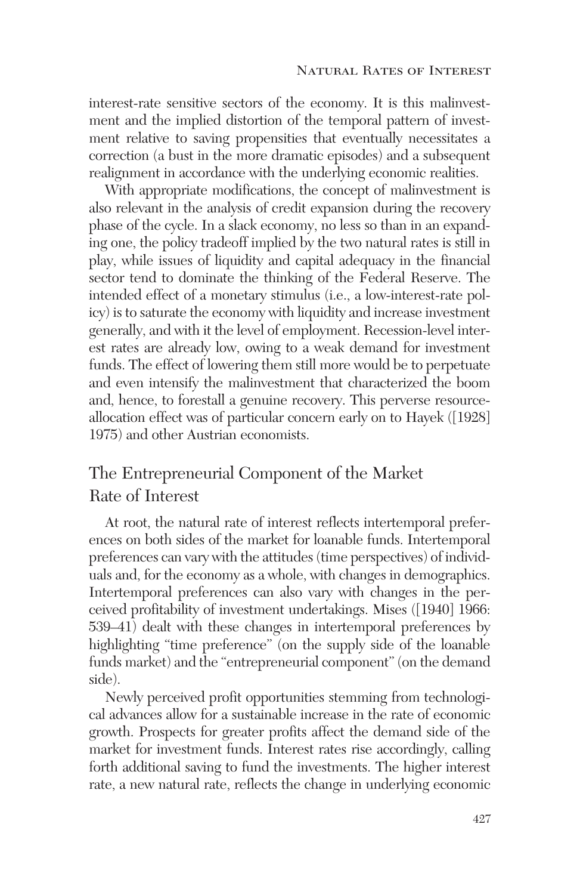interest-rate sensitive sectors of the economy. It is this malinvestment and the implied distortion of the temporal pattern of investment relative to saving propensities that eventually necessitates a correction (a bust in the more dramatic episodes) and a subsequent realignment in accordance with the underlying economic realities.

With appropriate modifications, the concept of malinvestment is also relevant in the analysis of credit expansion during the recovery phase of the cycle. In a slack economy, no less so than in an expanding one, the policy tradeoff implied by the two natural rates is still in play, while issues of liquidity and capital adequacy in the financial sector tend to dominate the thinking of the Federal Reserve. The intended effect of a monetary stimulus (i.e., a low-interest-rate policy) is to saturate the economy with liquidity and increase investment generally, and with it the level of employment. Recession-level interest rates are already low, owing to a weak demand for investment funds. The effect of lowering them still more would be to perpetuate and even intensify the malinvestment that characterized the boom and, hence, to forestall a genuine recovery. This perverse resource-allocation effect was of particular concern early on to Hayek ([1928] 1975) and other Austrian economists.

## The Entrepreneurial Component of the Market Rate of Interest

At root, the natural rate of interest reflects intertemporal preferences on both sides of the market for loanable funds. Intertemporal preferences can vary with the attitudes (time perspectives) of individuals and, for the economy as a whole, with changes in demographics. Intertemporal preferences can also vary with changes in the perceived profitability of investment undertakings. Mises ([1940] 1966: 539–41) dealt with these changes in intertemporal preferences by highlighting "time preference" (on the supply side of the loanable funds market) and the "entrepreneurial component" (on the demand side).

Newly perceived profit opportunities stemming from technological advances allow for a sustainable increase in the rate of economic growth. Prospects for greater profits affect the demand side of the market for investment funds. Interest rates rise accordingly, calling forth additional saving to fund the investments. The higher interest rate, a new natural rate, reflects the change in underlying economic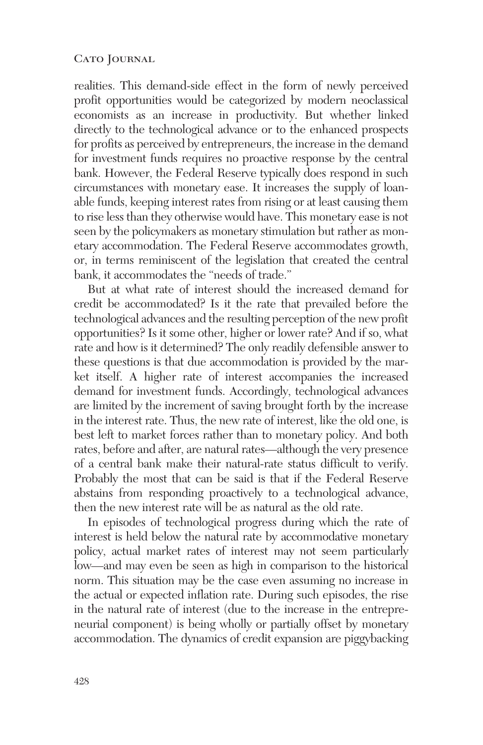realities. This demand-side effect in the form of newly perceived profit opportunities would be categorized by modern neoclassical economists as an increase in productivity. But whether linked directly to the technological advance or to the enhanced prospects for profits as perceived by entrepreneurs, the increase in the demand for investment funds requires no proactive response by the central bank. However, the Federal Reserve typically does respond in such circumstances with monetary ease. It increases the supply of loanable funds, keeping interest rates from rising or at least causing them to rise less than they otherwise would have. This monetary ease is not seen by the policymakers as monetary stimulation but rather as monetary accommodation. The Federal Reserve accommodates growth, or, in terms reminiscent of the legislation that created the central bank, it accommodates the "needs of trade."

But at what rate of interest should the increased demand for credit be accommodated? Is it the rate that prevailed before the technological advances and the resulting perception of the new profit opportunities? Is it some other, higher or lower rate? And if so, what rate and how is it determined? The only readily defensible answer to these questions is that due accommodation is provided by the market itself. A higher rate of interest accompanies the increased demand for investment funds. Accordingly, technological advances are limited by the increment of saving brought forth by the increase in the interest rate. Thus, the new rate of interest, like the old one, is best left to market forces rather than to monetary policy. And both rates, before and after, are natural rates—although the very presence of a central bank make their natural-rate status difficult to verify. Probably the most that can be said is that if the Federal Reserve abstains from responding proactively to a technological advance, then the new interest rate will be as natural as the old rate.

In episodes of technological progress during which the rate of interest is held below the natural rate by accommodative monetary policy, actual market rates of interest may not seem particularly low—and may even be seen as high in comparison to the historical norm. This situation may be the case even assuming no increase in the actual or expected inflation rate. During such episodes, the rise in the natural rate of interest (due to the increase in the entrepreneurial component) is being wholly or partially offset by monetary accommodation. The dynamics of credit expansion are piggybacking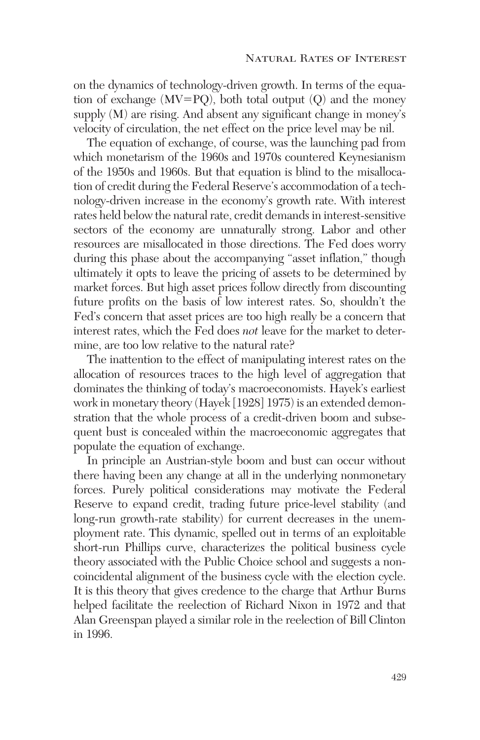on the dynamics of technology-driven growth. In terms of the equation of exchange (MV=PQ), both total output (Q) and the money supply (M) are rising. And absent any significant change in money's velocity of circulation, the net effect on the price level may be nil.

The equation of exchange, of course, was the launching pad from which monetarism of the 1960s and 1970s countered Keynesianism of the 1950s and 1960s. But that equation is blind to the misallocation of credit during the Federal Reserve's accommodation of a technology-driven increase in the economy's growth rate. With interest rates held below the natural rate, credit demands in interest-sensitive sectors of the economy are unnaturally strong. Labor and other resources are misallocated in those directions. The Fed does worry during this phase about the accompanying "asset inflation," though ultimately it opts to leave the pricing of assets to be determined by market forces. But high asset prices follow directly from discounting future profits on the basis of low interest rates. So, shouldn't the Fed's concern that asset prices are too high really be a concern that interest rates, which the Fed does *not* leave for the market to determine, are too low relative to the natural rate?

The inattention to the effect of manipulating interest rates on the allocation of resources traces to the high level of aggregation that dominates the thinking of today's macroeconomists. Hayek's earliest work in monetary theory (Hayek [1928] 1975) is an extended demonstration that the whole process of a credit-driven boom and subsequent bust is concealed within the macroeconomic aggregates that populate the equation of exchange.

In principle an Austrian-style boom and bust can occur without there having been any change at all in the underlying nonmonetary forces. Purely political considerations may motivate the Federal Reserve to expand credit, trading future price-level stability (and long-run growth-rate stability) for current decreases in the unemployment rate. This dynamic, spelled out in terms of an exploitable short-run Phillips curve, characterizes the political business cycle theory associated with the Public Choice school and suggests a noncoincidental alignment of the business cycle with the election cycle. It is this theory that gives credence to the charge that Arthur Burns helped facilitate the reelection of Richard Nixon in 1972 and that Alan Greenspan played a similar role in the reelection of Bill Clinton in 1996.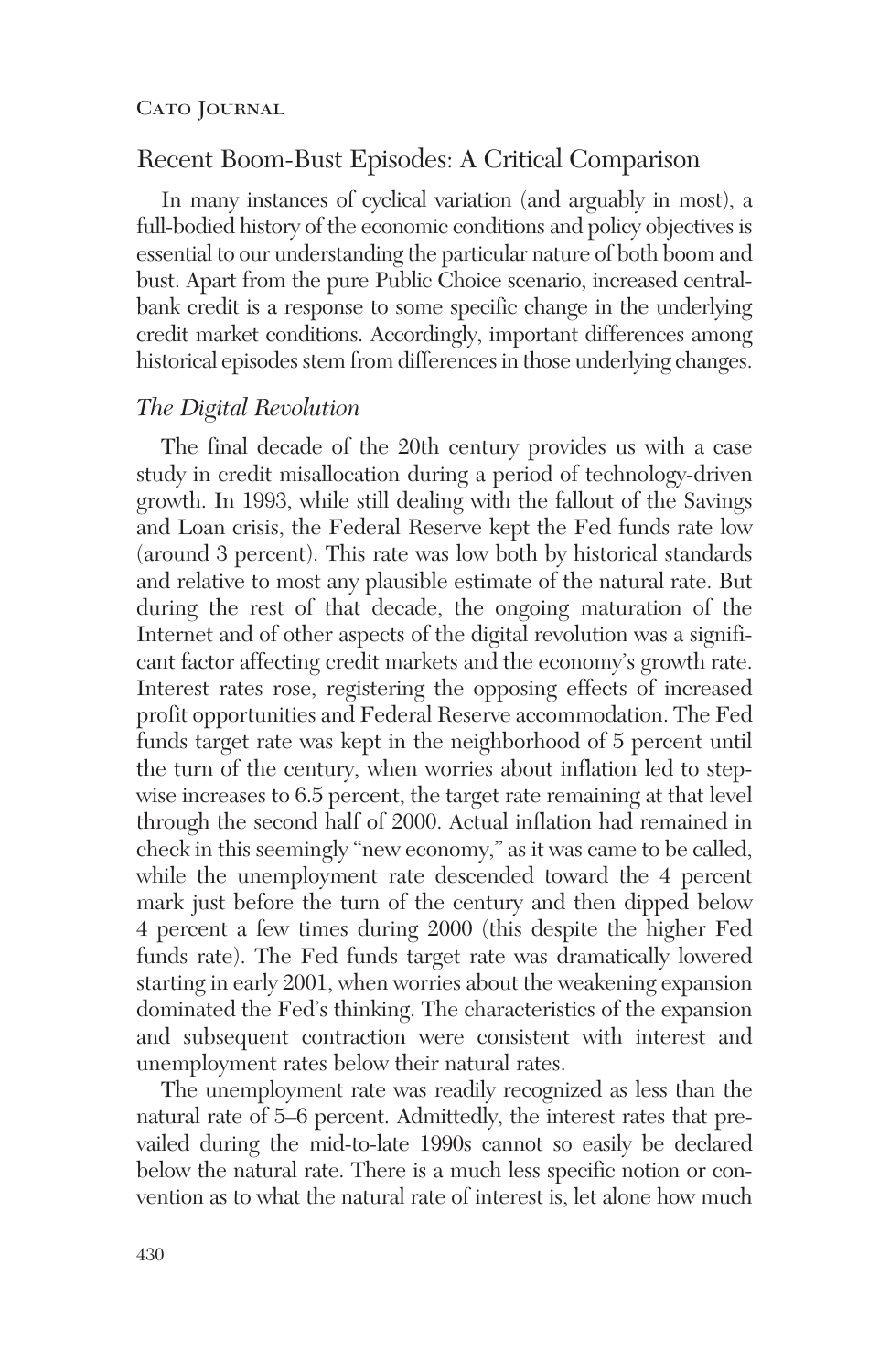## Recent Boom-Bust Episodes: A Critical Comparison

In many instances of cyclical variation (and arguably in most), a full-bodied history of the economic conditions and policy objectives is essential to our understanding the particular nature of both boom and bust. Apart from the pure Public Choice scenario, increased central-bank credit is a response to some specific change in the underlying credit market conditions. Accordingly, important differences among historical episodes stem from differences in those underlying changes.

### *The Digital Revolution*

The final decade of the 20th century provides us with a case study in credit misallocation during a period of technology-driven growth. In 1993, while still dealing with the fallout of the Savings and Loan crisis, the Federal Reserve kept the Fed funds rate low (around 3 percent). This rate was low both by historical standards and relative to most any plausible estimate of the natural rate. But during the rest of that decade, the ongoing maturation of the Internet and of other aspects of the digital revolution was a significant factor affecting credit markets and the economy's growth rate. Interest rates rose, registering the opposing effects of increased profit opportunities and Federal Reserve accommodation. The Fed funds target rate was kept in the neighborhood of 5 percent until the turn of the century, when worries about inflation led to stepwise increases to 6.5 percent, the target rate remaining at that level through the second half of 2000. Actual inflation had remained in check in this seemingly "new economy," as it was came to be called, while the unemployment rate descended toward the 4 percent mark just before the turn of the century and then dipped below 4 percent a few times during 2000 (this despite the higher Fed funds rate). The Fed funds target rate was dramatically lowered starting in early 2001, when worries about the weakening expansion dominated the Fed's thinking. The characteristics of the expansion and subsequent contraction were consistent with interest and unemployment rates below their natural rates.

The unemployment rate was readily recognized as less than the natural rate of 5–6 percent. Admittedly, the interest rates that prevailed during the mid-to-late 1990s cannot so easily be declared below the natural rate. There is a much less specific notion or convention as to what the natural rate of interest is, let alone how much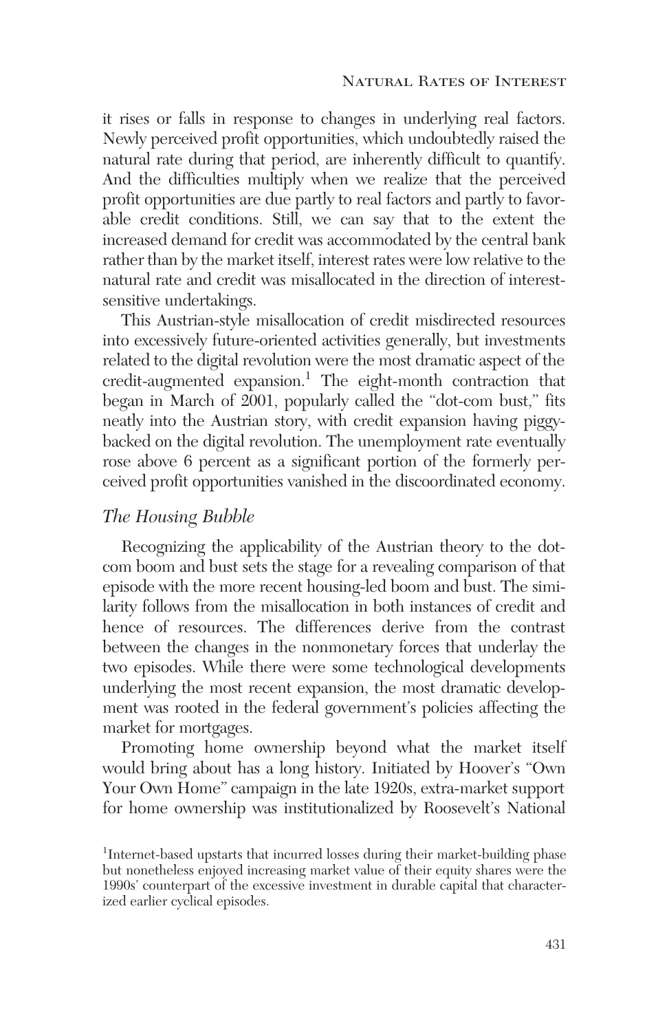it rises or falls in response to changes in underlying real factors. Newly perceived profit opportunities, which undoubtedly raised the natural rate during that period, are inherently difficult to quantify. And the difficulties multiply when we realize that the perceived profit opportunities are due partly to real factors and partly to favorable credit conditions. Still, we can say that to the extent the increased demand for credit was accommodated by the central bank rather than by the market itself, interest rates were low relative to the natural rate and credit was misallocated in the direction of interest-sensitive undertakings.

This Austrian-style misallocation of credit misdirected resources into excessively future-oriented activities generally, but investments related to the digital revolution were the most dramatic aspect of the credit-augmented expansion.[1] The eight-month contraction that began in March of 2001, popularly called the "dot-com bust," fits neatly into the Austrian story, with credit expansion having piggybacked on the digital revolution. The unemployment rate eventually rose above 6 percent as a significant portion of the formerly perceived profit opportunities vanished in the discoordinated economy.

## *The Housing Bubble*

Recognizing the applicability of the Austrian theory to the dot-com boom and bust sets the stage for a revealing comparison of that episode with the more recent housing-led boom and bust. The similarity follows from the misallocation in both instances of credit and hence of resources. The differences derive from the contrast between the changes in the nonmonetary forces that underlay the two episodes. While there were some technological developments underlying the most recent expansion, the most dramatic development was rooted in the federal government's policies affecting the market for mortgages.

Promoting home ownership beyond what the market itself would bring about has a long history. Initiated by Hoover's "Own Your Own Home" campaign in the late 1920s, extra-market support for home ownership was institutionalized by Roosevelt's National

[1]Internet-based upstarts that incurred losses during their market-building phase but nonetheless enjoyed increasing market value of their equity shares were the 1990s' counterpart of the excessive investment in durable capital that characterized earlier cyclical episodes.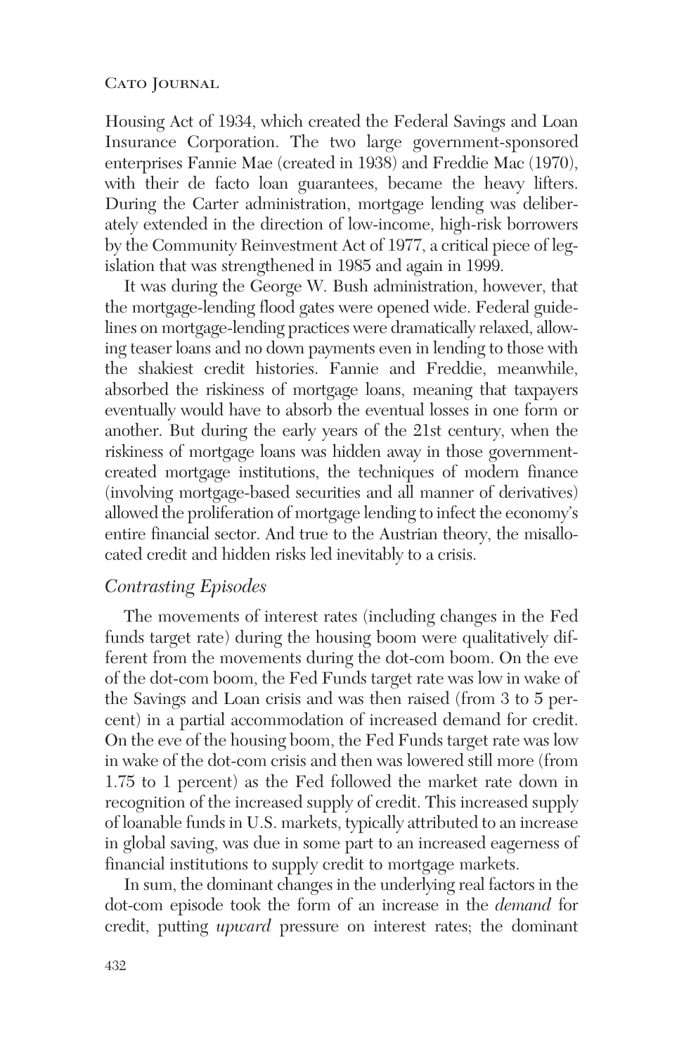Housing Act of 1934, which created the Federal Savings and Loan Insurance Corporation. The two large government-sponsored enterprises Fannie Mae (created in 1938) and Freddie Mac (1970), with their de facto loan guarantees, became the heavy lifters. During the Carter administration, mortgage lending was deliberately extended in the direction of low-income, high-risk borrowers by the Community Reinvestment Act of 1977, a critical piece of legislation that was strengthened in 1985 and again in 1999.

It was during the George W. Bush administration, however, that the mortgage-lending flood gates were opened wide. Federal guidelines on mortgage-lending practices were dramatically relaxed, allowing teaser loans and no down payments even in lending to those with the shakiest credit histories. Fannie and Freddie, meanwhile, absorbed the riskiness of mortgage loans, meaning that taxpayers eventually would have to absorb the eventual losses in one form or another. But during the early years of the 21st century, when the riskiness of mortgage loans was hidden away in those government-created mortgage institutions, the techniques of modern finance (involving mortgage-based securities and all manner of derivatives) allowed the proliferation of mortgage lending to infect the economy's entire financial sector. And true to the Austrian theory, the misallocated credit and hidden risks led inevitably to a crisis.

### *Contrasting Episodes*

The movements of interest rates (including changes in the Fed funds target rate) during the housing boom were qualitatively different from the movements during the dot-com boom. On the eve of the dot-com boom, the Fed Funds target rate was low in wake of the Savings and Loan crisis and was then raised (from 3 to 5 percent) in a partial accommodation of increased demand for credit. On the eve of the housing boom, the Fed Funds target rate was low in wake of the dot-com crisis and then was lowered still more (from 1.75 to 1 percent) as the Fed followed the market rate down in recognition of the increased supply of credit. This increased supply of loanable funds in U.S. markets, typically attributed to an increase in global saving, was due in some part to an increased eagerness of financial institutions to supply credit to mortgage markets.

In sum, the dominant changes in the underlying real factors in the dot-com episode took the form of an increase in the *demand* for credit, putting *upward* pressure on interest rates; the dominant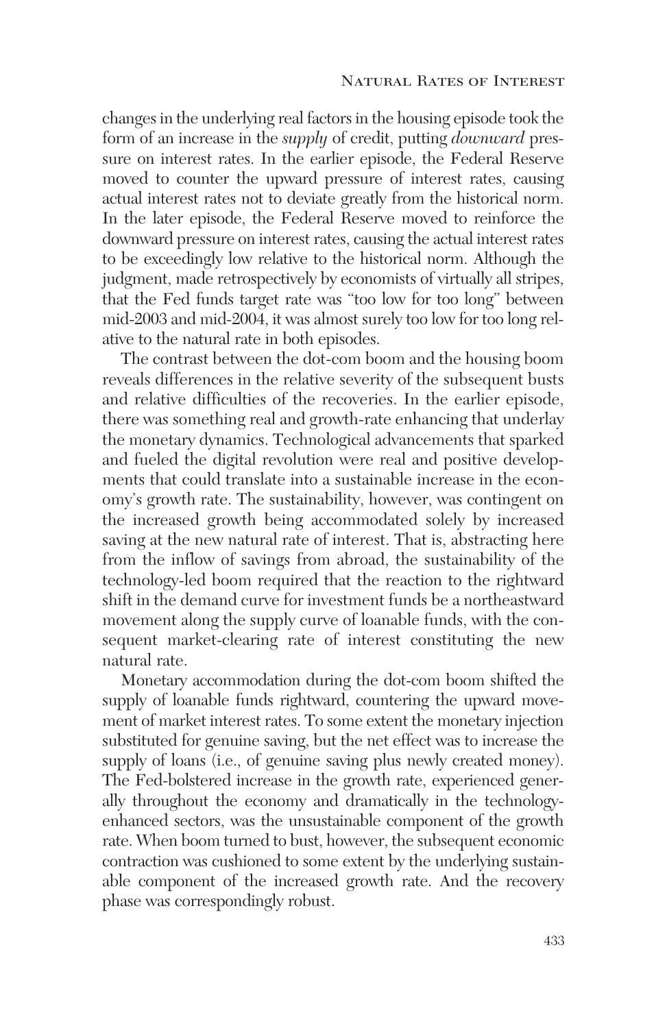changes in the underlying real factors in the housing episode took the form of an increase in the *supply* of credit, putting *downward* pressure on interest rates. In the earlier episode, the Federal Reserve moved to counter the upward pressure of interest rates, causing actual interest rates not to deviate greatly from the historical norm. In the later episode, the Federal Reserve moved to reinforce the downward pressure on interest rates, causing the actual interest rates to be exceedingly low relative to the historical norm. Although the judgment, made retrospectively by economists of virtually all stripes, that the Fed funds target rate was "too low for too long" between mid-2003 and mid-2004, it was almost surely too low for too long relative to the natural rate in both episodes.

The contrast between the dot-com boom and the housing boom reveals differences in the relative severity of the subsequent busts and relative difficulties of the recoveries. In the earlier episode, there was something real and growth-rate enhancing that underlay the monetary dynamics. Technological advancements that sparked and fueled the digital revolution were real and positive developments that could translate into a sustainable increase in the economy's growth rate. The sustainability, however, was contingent on the increased growth being accommodated solely by increased saving at the new natural rate of interest. That is, abstracting here from the inflow of savings from abroad, the sustainability of the technology-led boom required that the reaction to the rightward shift in the demand curve for investment funds be a northeastward movement along the supply curve of loanable funds, with the consequent market-clearing rate of interest constituting the new natural rate.

Monetary accommodation during the dot-com boom shifted the supply of loanable funds rightward, countering the upward movement of market interest rates. To some extent the monetary injection substituted for genuine saving, but the net effect was to increase the supply of loans (i.e., of genuine saving plus newly created money). The Fed-bolstered increase in the growth rate, experienced generally throughout the economy and dramatically in the technology-enhanced sectors, was the unsustainable component of the growth rate. When boom turned to bust, however, the subsequent economic contraction was cushioned to some extent by the underlying sustainable component of the increased growth rate. And the recovery phase was correspondingly robust.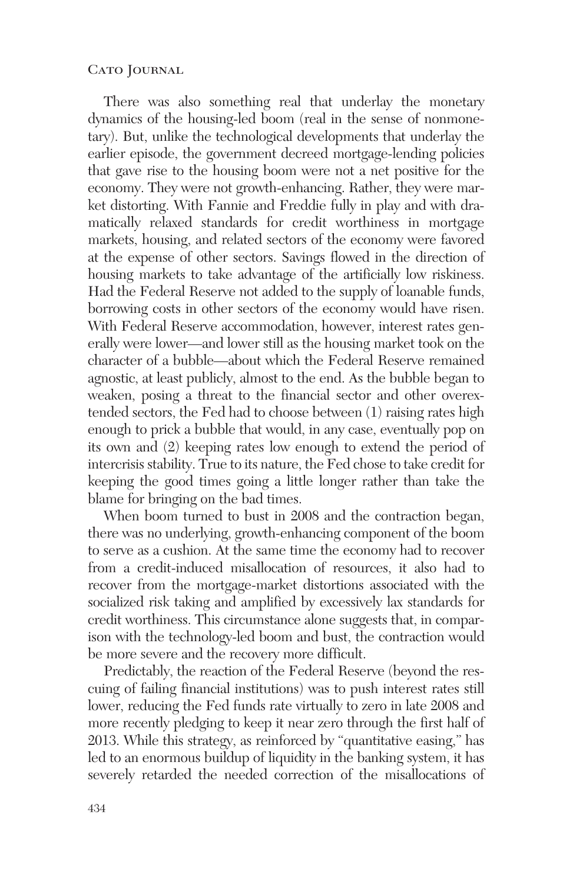There was also something real that underlay the monetary dynamics of the housing-led boom (real in the sense of nonmonetary). But, unlike the technological developments that underlay the earlier episode, the government decreed mortgage-lending policies that gave rise to the housing boom were not a net positive for the economy. They were not growth-enhancing. Rather, they were market distorting. With Fannie and Freddie fully in play and with dramatically relaxed standards for credit worthiness in mortgage markets, housing, and related sectors of the economy were favored at the expense of other sectors. Savings flowed in the direction of housing markets to take advantage of the artificially low riskiness. Had the Federal Reserve not added to the supply of loanable funds, borrowing costs in other sectors of the economy would have risen. With Federal Reserve accommodation, however, interest rates generally were lower—and lower still as the housing market took on the character of a bubble—about which the Federal Reserve remained agnostic, at least publicly, almost to the end. As the bubble began to weaken, posing a threat to the financial sector and other overextended sectors, the Fed had to choose between (1) raising rates high enough to prick a bubble that would, in any case, eventually pop on its own and (2) keeping rates low enough to extend the period of intercrisis stability. True to its nature, the Fed chose to take credit for keeping the good times going a little longer rather than take the blame for bringing on the bad times.

When boom turned to bust in 2008 and the contraction began, there was no underlying, growth-enhancing component of the boom to serve as a cushion. At the same time the economy had to recover from a credit-induced misallocation of resources, it also had to recover from the mortgage-market distortions associated with the socialized risk taking and amplified by excessively lax standards for credit worthiness. This circumstance alone suggests that, in comparison with the technology-led boom and bust, the contraction would be more severe and the recovery more difficult.

Predictably, the reaction of the Federal Reserve (beyond the rescuing of failing financial institutions) was to push interest rates still lower, reducing the Fed funds rate virtually to zero in late 2008 and more recently pledging to keep it near zero through the first half of 2013. While this strategy, as reinforced by "quantitative easing," has led to an enormous buildup of liquidity in the banking system, it has severely retarded the needed correction of the misallocations of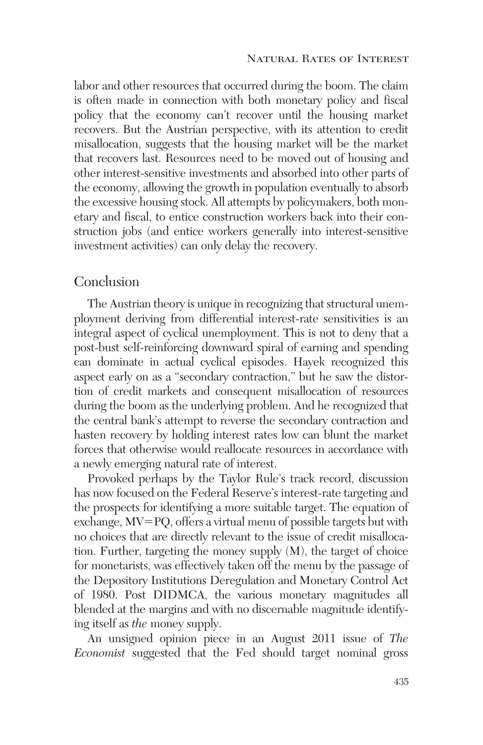labor and other resources that occurred during the boom. The claim is often made in connection with both monetary policy and fiscal policy that the economy can't recover until the housing market recovers. But the Austrian perspective, with its attention to credit misallocation, suggests that the housing market will be the market that recovers last. Resources need to be moved out of housing and other interest-sensitive investments and absorbed into other parts of the economy, allowing the growth in population eventually to absorb the excessive housing stock. All attempts by policymakers, both monetary and fiscal, to entice construction workers back into their construction jobs (and entice workers generally into interest-sensitive investment activities) can only delay the recovery.

## Conclusion

The Austrian theory is unique in recognizing that structural unemployment deriving from differential interest-rate sensitivities is an integral aspect of cyclical unemployment. This is not to deny that a post-bust self-reinforcing downward spiral of earning and spending can dominate in actual cyclical episodes. Hayek recognized this aspect early on as a "secondary contraction," but he saw the distortion of credit markets and consequent misallocation of resources during the boom as the underlying problem. And he recognized that the central bank's attempt to reverse the secondary contraction and hasten recovery by holding interest rates low can blunt the market forces that otherwise would reallocate resources in accordance with a newly emerging natural rate of interest.

Provoked perhaps by the Taylor Rule's track record, discussion has now focused on the Federal Reserve's interest-rate targeting and the prospects for identifying a more suitable target. The equation of exchange, $MV=PQ$, offers a virtual menu of possible targets but with no choices that are directly relevant to the issue of credit misallocation. Further, targeting the money supply ($M$), the target of choice for monetarists, was effectively taken off the menu by the passage of the Depository Institutions Deregulation and Monetary Control Act of 1980. Post DIDMCA, the various monetary magnitudes all blended at the margins and with no discernable magnitude identifying itself as *the* money supply.

An unsigned opinion piece in an August 2011 issue of *The Economist* suggested that the Fed should target nominal gross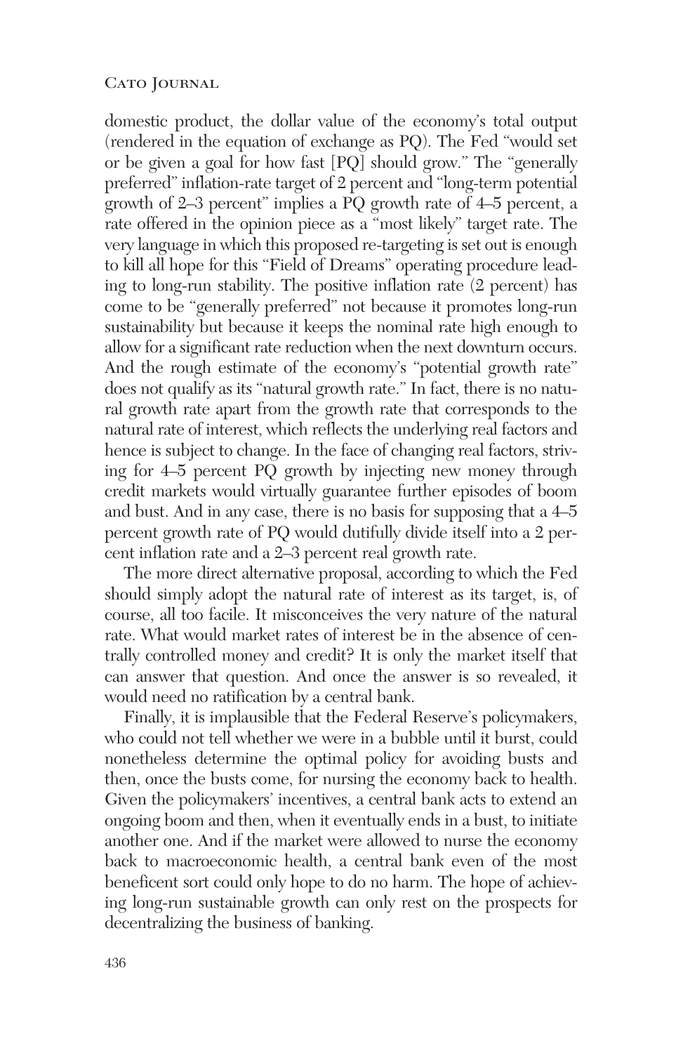domestic product, the dollar value of the economy's total output (rendered in the equation of exchange as PQ). The Fed "would set or be given a goal for how fast [PQ] should grow." The "generally preferred" inflation-rate target of 2 percent and "long-term potential growth of 2–3 percent" implies a PQ growth rate of 4–5 percent, a rate offered in the opinion piece as a "most likely" target rate. The very language in which this proposed re-targeting is set out is enough to kill all hope for this "Field of Dreams" operating procedure leading to long-run stability. The positive inflation rate (2 percent) has come to be "generally preferred" not because it promotes long-run sustainability but because it keeps the nominal rate high enough to allow for a significant rate reduction when the next downturn occurs. And the rough estimate of the economy's "potential growth rate" does not qualify as its "natural growth rate." In fact, there is no natural growth rate apart from the growth rate that corresponds to the natural rate of interest, which reflects the underlying real factors and hence is subject to change. In the face of changing real factors, striving for 4–5 percent PQ growth by injecting new money through credit markets would virtually guarantee further episodes of boom and bust. And in any case, there is no basis for supposing that a 4–5 percent growth rate of PQ would dutifully divide itself into a 2 percent inflation rate and a 2–3 percent real growth rate.

The more direct alternative proposal, according to which the Fed should simply adopt the natural rate of interest as its target, is, of course, all too facile. It misconceives the very nature of the natural rate. What would market rates of interest be in the absence of centrally controlled money and credit? It is only the market itself that can answer that question. And once the answer is so revealed, it would need no ratification by a central bank.

Finally, it is implausible that the Federal Reserve's policymakers, who could not tell whether we were in a bubble until it burst, could nonetheless determine the optimal policy for avoiding busts and then, once the busts come, for nursing the economy back to health. Given the policymakers' incentives, a central bank acts to extend an ongoing boom and then, when it eventually ends in a bust, to initiate another one. And if the market were allowed to nurse the economy back to macroeconomic health, a central bank even of the most beneficent sort could only hope to do no harm. The hope of achieving long-run sustainable growth can only rest on the prospects for decentralizing the business of banking.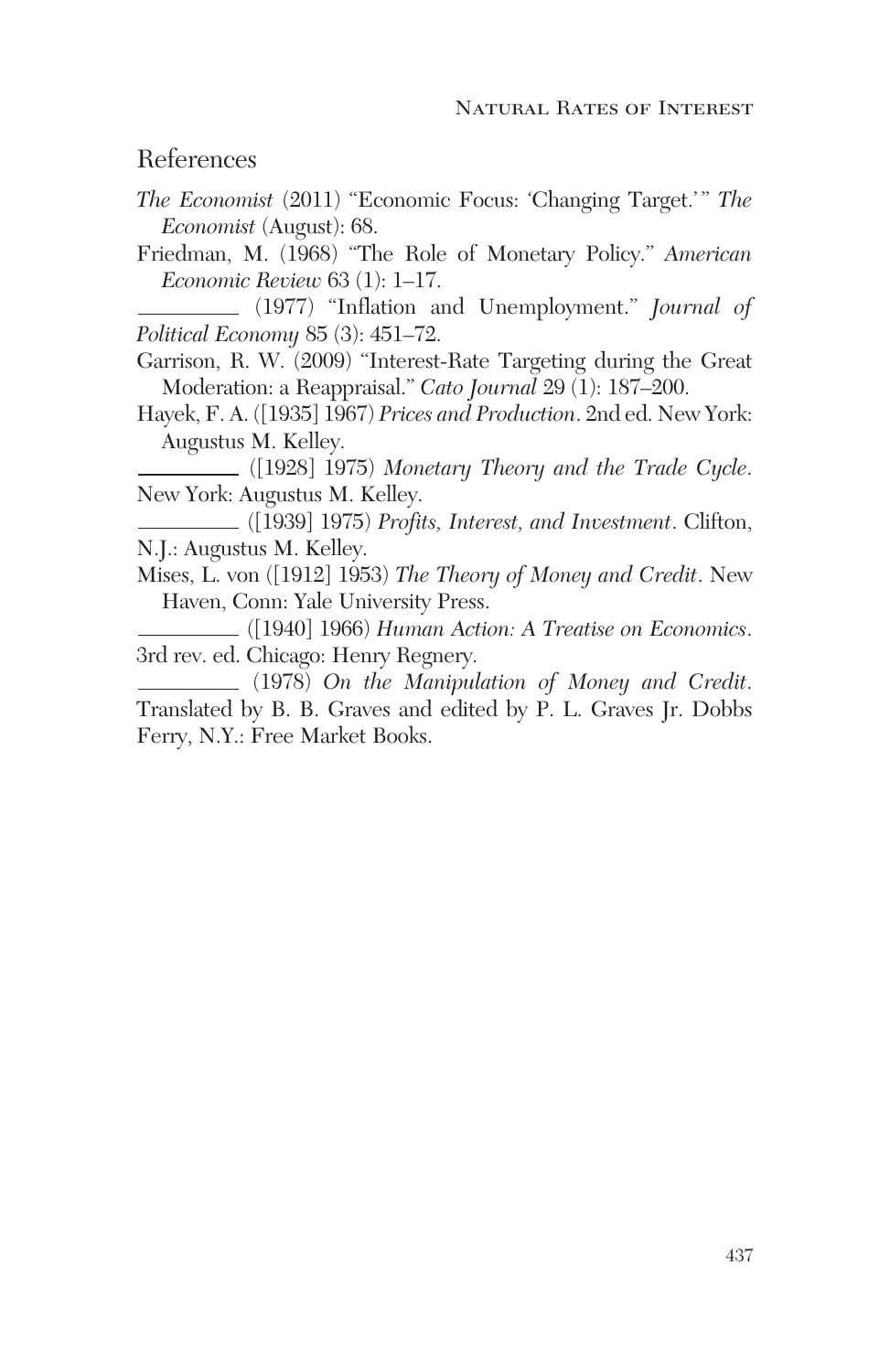## References

*The Economist* (2011) "Economic Focus: 'Changing Target.'" *The Economist* (August): 68.

Friedman, M. (1968) "The Role of Monetary Policy." *American Economic Review* 63 (1): 1–17.

\_\_\_\_\_\_\_\_\_ (1977) "Inflation and Unemployment." *Journal of Political Economy* 85 (3): 451–72.

Garrison, R. W. (2009) "Interest-Rate Targeting during the Great Moderation: a Reappraisal." *Cato Journal* 29 (1): 187–200.

Hayek, F. A. ([1935] 1967) *Prices and Production*. 2nd ed. New York: Augustus M. Kelley.

\_\_\_\_\_\_\_\_\_ ([1928] 1975) *Monetary Theory and the Trade Cycle*. New York: Augustus M. Kelley.

\_\_\_\_\_\_\_\_\_ ([1939] 1975) *Profits, Interest, and Investment*. Clifton, N.J.: Augustus M. Kelley.

Mises, L. von ([1912] 1953) *The Theory of Money and Credit*. New Haven, Conn: Yale University Press.

\_\_\_\_\_\_\_\_\_ ([1940] 1966) *Human Action: A Treatise on Economics*. 3rd rev. ed. Chicago: Henry Regnery.

\_\_\_\_\_\_\_\_\_ (1978) *On the Manipulation of Money and Credit*. Translated by B. B. Graves and edited by P. L. Graves Jr. Dobbs Ferry, N.Y.: Free Market Books.